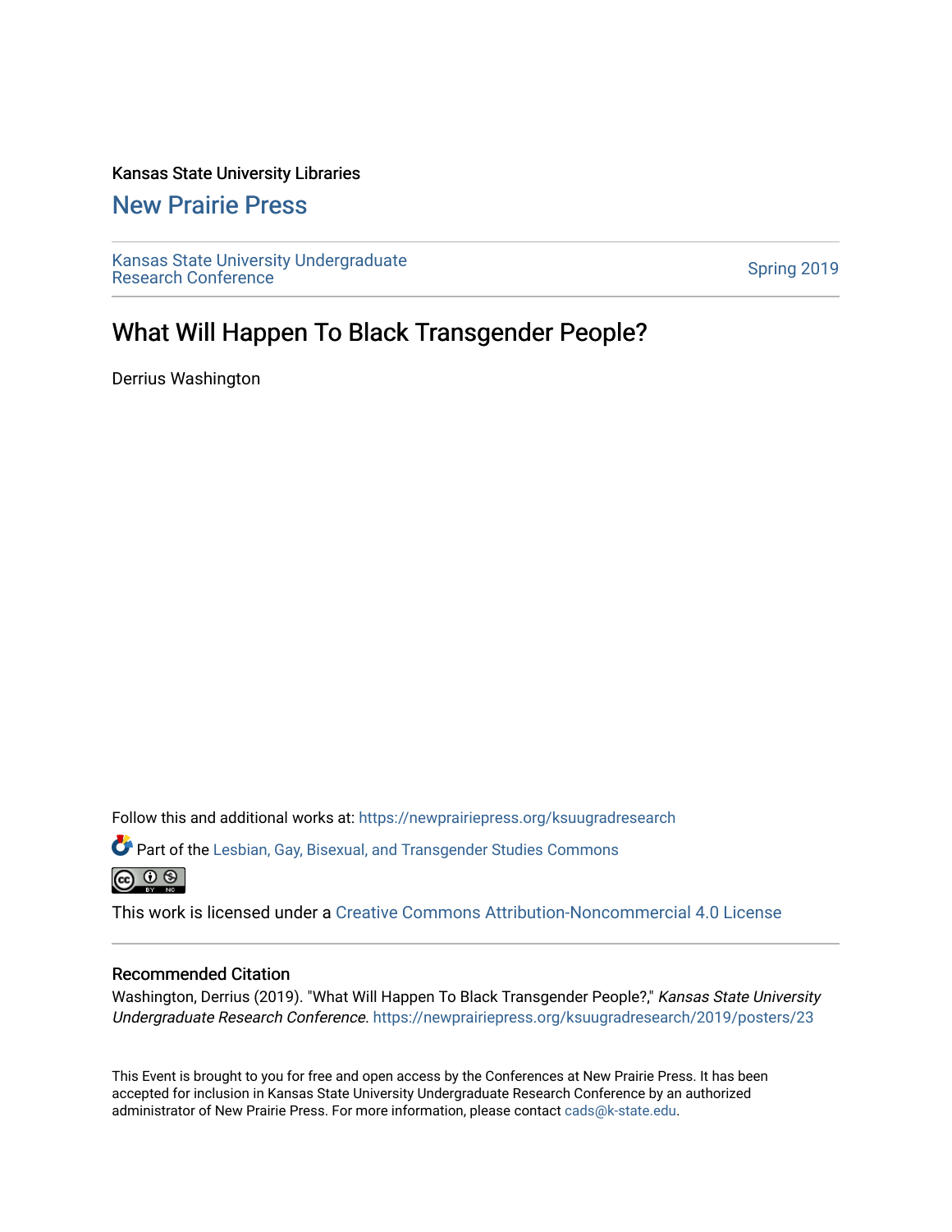Kansas State University Libraries

## New Prairie Press

Kansas State University Undergraduate Research Conference

Spring 2019

# What Will Happen To Black Transgender People?

Derrius Washington

Follow this and additional works at: https://newprairiepress.org/ksuugradresearch

Part of the Lesbian, Gay, Bisexual, and Transgender Studies Commons

This work is licensed under a Creative Commons Attribution-Noncommercial 4.0 License

## Recommended Citation

Washington, Derrius (2019). "What Will Happen To Black Transgender People?," *Kansas State University Undergraduate Research Conference*. https://newprairiepress.org/ksuugradresearch/2019/posters/23

This Event is brought to you for free and open access by the Conferences at New Prairie Press. It has been accepted for inclusion in Kansas State University Undergraduate Research Conference by an authorized administrator of New Prairie Press. For more information, please contact cads@k-state.edu.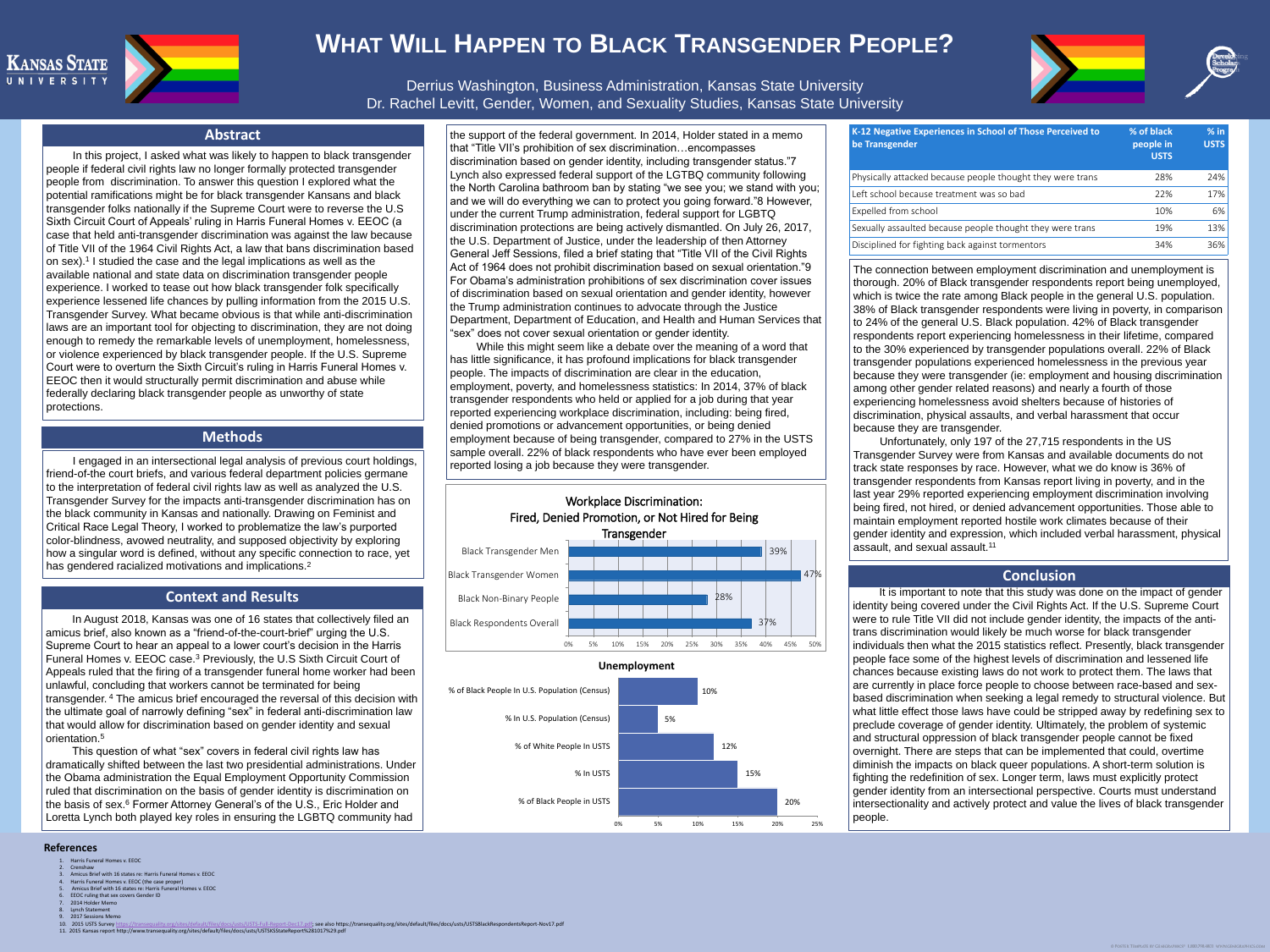# What Will Happen to Black Transgender People?

Derrius Washington, Business Administration, Kansas State University
Dr. Rachel Levitt, Gender, Women, and Sexuality Studies, Kansas State University

## Abstract

In this project, I asked what was likely to happen to black transgender people if federal civil rights law no longer formally protected transgender people from discrimination. To answer this question I explored what the potential ramifications might be for black transgender Kansans and black transgender folks nationally if the Supreme Court were to reverse the U.S Sixth Circuit Court of Appeals' ruling in Harris Funeral Homes v. EEOC (a case that held anti-transgender discrimination was against the law because of Title VII of the 1964 Civil Rights Act, a law that bans discrimination based on sex).[1] I studied the case and the legal implications as well as the available national and state data on discrimination transgender people experience. I worked to tease out how black transgender folk specifically experience lessened life chances by pulling information from the 2015 U.S. Transgender Survey. What became obvious is that while anti-discrimination laws are an important tool for objecting to discrimination, they are not doing enough to remedy the remarkable levels of unemployment, homelessness, or violence experienced by black transgender people. If the U.S. Supreme Court were to overturn the Sixth Circuit's ruling in Harris Funeral Homes v. EEOC then it would structurally permit discrimination and abuse while federally declaring black transgender people as unworthy of state protections.

## Methods

I engaged in an intersectional legal analysis of previous court holdings, friend-of-the court briefs, and various federal department policies germane to the interpretation of federal civil rights law as well as analyzed the U.S. Transgender Survey for the impacts anti-transgender discrimination has on the black community in Kansas and nationally. Drawing on Feminist and Critical Race Legal Theory, I worked to problematize the law's purported color-blindness, avowed neutrality, and supposed objectivity by exploring how a singular word is defined, without any specific connection to race, yet has gendered racialized motivations and implications.[2]

## Context and Results

In August 2018, Kansas was one of 16 states that collectively filed an amicus brief, also known as a "friend-of-the-court-brief" urging the U.S. Supreme Court to hear an appeal to a lower court's decision in the Harris Funeral Homes v. EEOC case.[3] Previously, the U.S Sixth Circuit Court of Appeals ruled that the firing of a transgender funeral home worker had been unlawful, concluding that workers cannot be terminated for being transgender.[4] The amicus brief encouraged the reversal of this decision with the ultimate goal of narrowly defining "sex" in federal anti-discrimination law that would allow for discrimination based on gender identity and sexual orientation.[5]

This question of what "sex" covers in federal civil rights law has dramatically shifted between the last two presidential administrations. Under the Obama administration the Equal Employment Opportunity Commission ruled that discrimination on the basis of gender identity is discrimination on the basis of sex.[6] Former Attorney General's of the U.S., Eric Holder and Loretta Lynch both played key roles in ensuring the LGBTQ community had the support of the federal government. In 2014, Holder stated in a memo that "Title VII's prohibition of sex discrimination…encompasses discrimination based on gender identity, including transgender status."7 Lynch also expressed federal support of the LGTBQ community following the North Carolina bathroom ban by stating "we see you; we stand with you; and we will do everything we can to protect you going forward."8 However, under the current Trump administration, federal support for LGBTQ discrimination protections are being actively dismantled. On July 26, 2017, the U.S. Department of Justice, under the leadership of then Attorney General Jeff Sessions, filed a brief stating that "Title VII of the Civil Rights Act of 1964 does not prohibit discrimination based on sexual orientation."9 For Obama's administration prohibitions of sex discrimination cover issues of discrimination based on sexual orientation and gender identity, however the Trump administration continues to advocate through the Justice Department, Department of Education, and Health and Human Services that "sex" does not cover sexual orientation or gender identity.

While this might seem like a debate over the meaning of a word that has little significance, it has profound implications for black transgender people. The impacts of discrimination are clear in the education, employment, poverty, and homelessness statistics: In 2014, 37% of black transgender respondents who held or applied for a job during that year reported experiencing workplace discrimination, including: being fired, denied promotions or advancement opportunities, or being denied employment because of being transgender, compared to 27% in the USTS sample overall. 22% of black respondents who have ever been employed reported losing a job because they were transgender.

Workplace Discrimination: Fired, Denied Promotion, or Not Hired for Being Transgender

Black Transgender Men 39%
Black Transgender Women 47%
Black Non-Binary People 28%
Black Respondents Overall 37%

0% 5% 10% 15% 20% 25% 30% 35% 40% 45% 50%

Unemployment

% of Black People In U.S. Population (Census) 10%
% In U.S. Population (Census) 5%
% of White People In USTS 12%
% In USTS 15%
% of Black People in USTS 20%

0% 5% 10% 15% 20% 25%

| K-12 Negative Experiences in School of Those Perceived to be Transgender | % of black people in USTS | % in USTS |
|---|---|---|
| Physically attacked because people thought they were trans | 28% | 24% |
| Left school because treatment was so bad | 22% | 17% |
| Expelled from school | 10% | 6% |
| Sexually assaulted because people thought they were trans | 19% | 13% |
| Disciplined for fighting back against tormentors | 34% | 36% |

The connection between employment discrimination and unemployment is thorough. 20% of Black transgender respondents report being unemployed, which is twice the rate among Black people in the general U.S. population. 38% of Black transgender respondents were living in poverty, in comparison to 24% of the general U.S. Black population. 42% of Black transgender respondents report experiencing homelessness in their lifetime, compared to the 30% experienced by transgender populations overall. 22% of Black transgender populations experienced homelessness in the previous year because they were transgender (ie: employment and housing discrimination among other gender related reasons) and nearly a fourth of those experiencing homelessness avoid shelters because of histories of discrimination, physical assaults, and verbal harassment that occur because they are transgender.

Unfortunately, only 197 of the 27,715 respondents in the US Transgender Survey were from Kansas and available documents do not track state responses by race. However, what we do know is 36% of transgender respondents from Kansas report living in poverty, and in the last year 29% reported experiencing employment discrimination involving being fired, not hired, or denied advancement opportunities. Those able to maintain employment reported hostile work climates because of their gender identity and expression, which included verbal harassment, physical assault, and sexual assault.[11]

## Conclusion

It is important to note that this study was done on the impact of gender identity being covered under the Civil Rights Act. If the U.S. Supreme Court were to rule Title VII did not include gender identity, the impacts of the anti-trans discrimination would likely be much worse for black transgender individuals then what the 2015 statistics reflect. Presently, black transgender people face some of the highest levels of discrimination and lessened life chances because existing laws do not work to protect them. The laws that are currently in place force people to choose between race-based and sex-based discrimination when seeking a legal remedy to structural violence. But what little effect those laws have could be stripped away by redefining sex to preclude coverage of gender identity. Ultimately, the problem of systemic and structural oppression of black transgender people cannot be fixed overnight. There are steps that can be implemented that could, overtime diminish the impacts on black queer populations. A short-term solution is fighting the redefinition of sex. Longer term, laws must explicitly protect gender identity from an intersectional perspective. Courts must understand intersectionality and actively protect and value the lives of black transgender people.

## References

1. Harris Funeral Homes v. EEOC
2. Crenshaw
3. Amicus Brief with 16 states re: Harris Funeral Homes v. EEOC
4. Harris Funeral Homes v. EEOC (the case proper)
5. Amicus Brief with 16 states re: Harris Funeral Homes v. EEOC
6. EEOC ruling that sex covers Gender ID
7. 2014 Holder Memo
8. Lynch Statement
9. 2017 Sessions Memo
10. 2015 USTS Survey https://transequality.org/sites/default/files/docs/usts/USTS-Full-Report-Dec17.pdf; see also https://transequality.org/sites/default/files/docs/usts/USTSBlackRespondentsReport-Nov17.pdf
11. 2015 Kansas report http://www.transequality.org/sites/default/files/docs/usts/USTSKSStateReport%281017%29.pdf